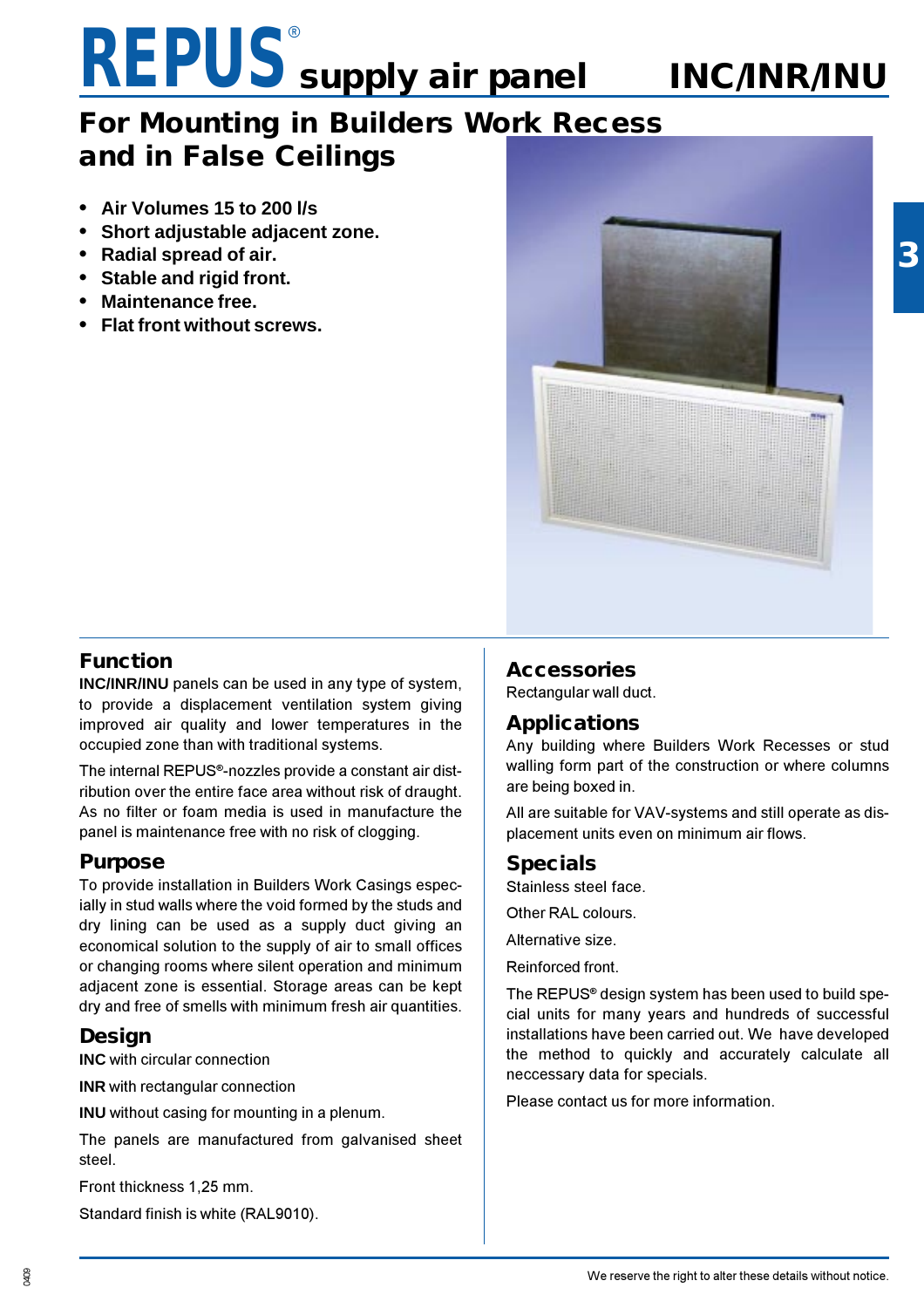# REPUS® supply air panel INC/INR/INU

## For Mounting in Builders Work Recess and in False Ceilings

- **Air Volumes 15 to 200 l/s**
- **Short adjustable adjacent zone.**
- **Radial spread of air.**
- **Stable and rigid front.**
- **Maintenance free.**
- **Flat front without screws.**

## Function

**INC/INR/INU** panels can be used in any type of system, to provide a displacement ventilation system giving improved air quality and lower temperatures in the occupied zone than with traditional systems.

The internal REPUS®-nozzles provide a constant air distribution over the entire face area without risk of draught. As no filter or foam media is used in manufacture the panel is maintenance free with no risk of clogging.

## Purpose

To provide installation in Builders Work Casings especially in stud walls where the void formed by the studs and dry lining can be used as a supply duct giving an economical solution to the supply of air to small offices or changing rooms where silent operation and minimum adjacent zone is essential. Storage areas can be kept dry and free of smells with minimum fresh air quantities.

## Design

**INC** with circular connection

**INR** with rectangular connection

**INU** without casing for mounting in a plenum.

The panels are manufactured from galvanised sheet steel.

Front thickness 1,25 mm.

Standard finish is white (RAL9010).

## Accessories

Rectangular wall duct.

## Applications

Any building where Builders Work Recesses or stud walling form part of the construction or where columns are being boxed in.

All are suitable for VAV-systems and still operate as displacement units even on minimum air flows.

## Specials

Stainless steel face.

Other RAL colours.

Alternative size.

Reinforced front.

The REPUS® design system has been used to build special units for many years and hundreds of successful installations have been carried out. We have developed the method to quickly and accurately calculate all neccessary data for specials.

Please contact us for more information.

We reserve the right to alter these details without notice.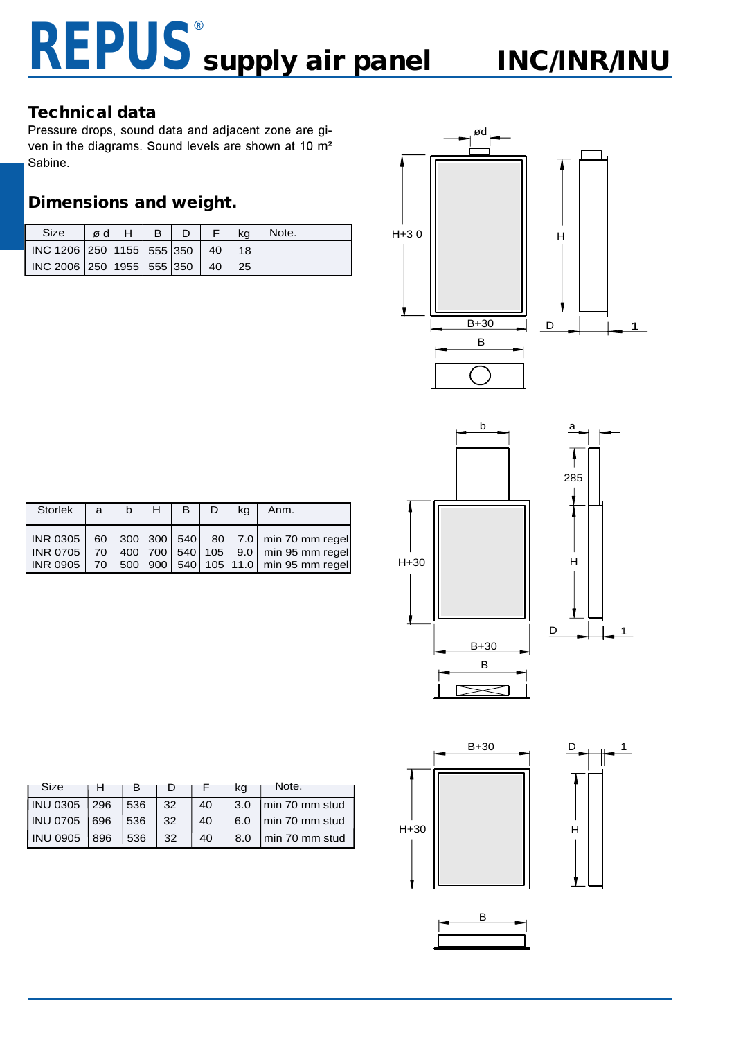# REPUS® supply air panel INC/INR/INU

## Technical data

Pressure drops, sound data and adjacent zone are given in the diagrams. Sound levels are shown at 10 m² Sabine.

## Dimensions and weight.

| Size | ø d | H | B | D | F | kg | Note. |
|---|---|---|---|---|---|---|---|
| INC 1206 | 250 | 1155 | 555 | 350 | 40 | 18 | |
| INC 2006 | 250 | 1955 | 555 | 350 | 40 | 25 | |

| Storlek | a | b | H | B | D | kg | Anm. |
|---|---|---|---|---|---|---|---|
| INR 0305 | 60 | 300 | 300 | 540 | 80 | 7.0 | min 70 mm regel |
| INR 0705 | 70 | 400 | 700 | 540 | 105 | 9.0 | min 95 mm regel |
| INR 0905 | 70 | 500 | 900 | 540 | 105 | 11.0 | min 95 mm regel |

| Size | H | B | D | F | kg | Note. |
|---|---|---|---|---|---|---|
| INU 0305 | 296 | 536 | 32 | 40 | 3.0 | min 70 mm stud |
| INU 0705 | 696 | 536 | 32 | 40 | 6.0 | min 70 mm stud |
| INU 0905 | 896 | 536 | 32 | 40 | 8.0 | min 70 mm stud |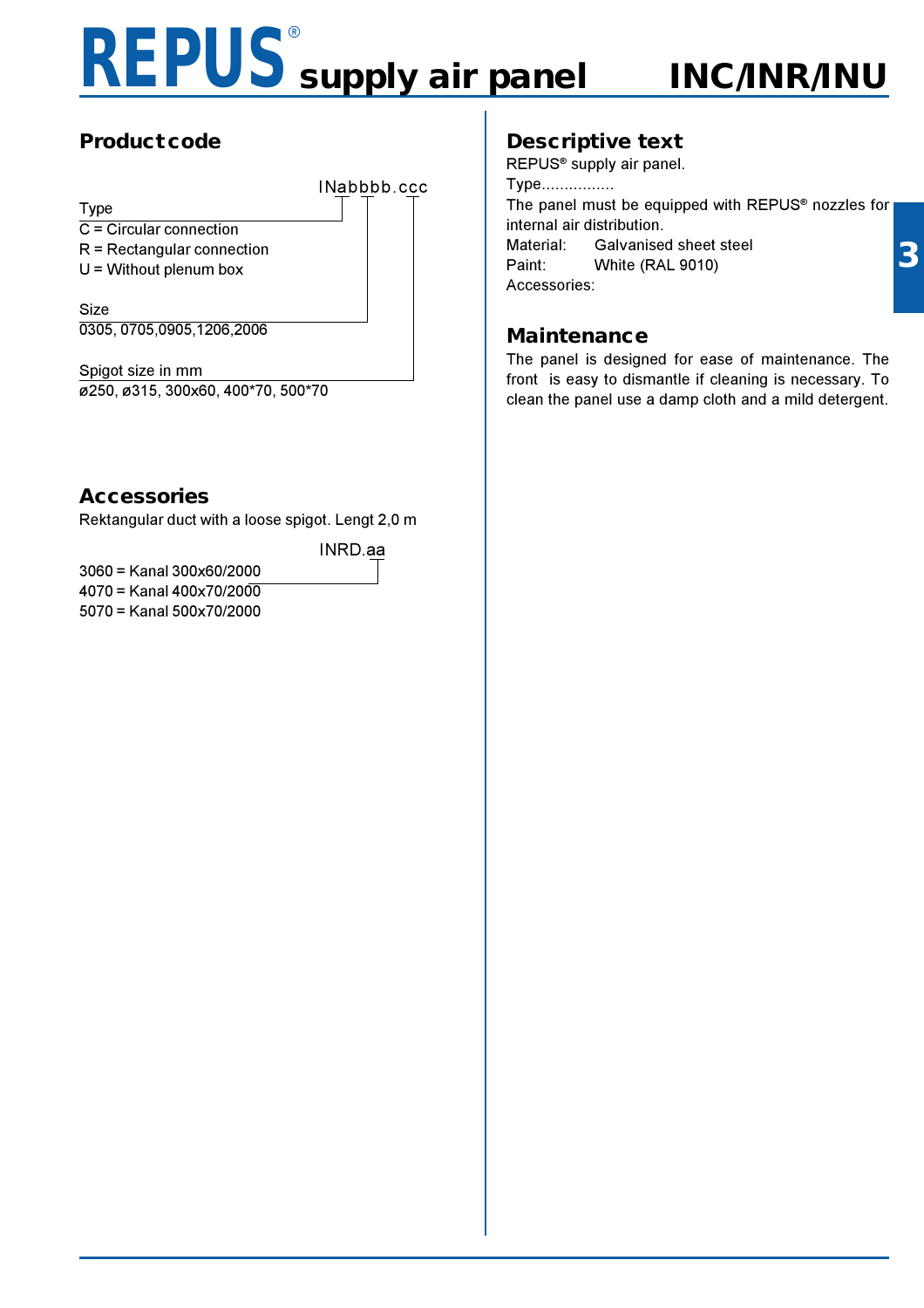# REPUS® supply air panel INC/INR/INU

## Productcode

INabbbb.ccc

Type
C = Circular connection
R = Rectangular connection
U = Without plenum box

Size
0305, 0705,0905,1206,2006

Spigot size in mm
ø250, ø315, 300x60, 400*70, 500*70

## Accessories

Rektangular duct with a loose spigot. Lengt 2,0 m

INRD.aa

3060 = Kanal 300x60/2000
4070 = Kanal 400x70/2000
5070 = Kanal 500x70/2000

## Descriptive text

REPUS® supply air panel.
Type................
The panel must be equipped with REPUS® nozzles for internal air distribution.
Material: Galvanised sheet steel
Paint: White (RAL 9010)
Accessories:

## Maintenance

The panel is designed for ease of maintenance. The front is easy to dismantle if cleaning is necessary. To clean the panel use a damp cloth and a mild detergent.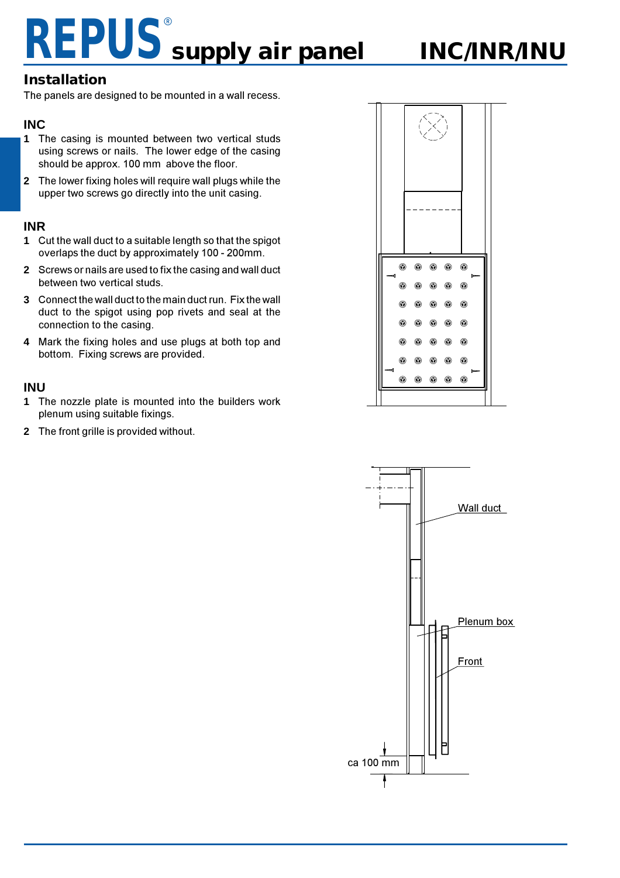# REPUS® supply air panel INC/INR/INU

## Installation

The panels are designed to be mounted in a wall recess.

### INC

1. The casing is mounted between two vertical studs using screws or nails. The lower edge of the casing should be approx. 100 mm above the floor.
2. The lower fixing holes will require wall plugs while the upper two screws go directly into the unit casing.

### INR

1. Cut the wall duct to a suitable length so that the spigot overlaps the duct by approximately 100 - 200mm.
2. Screws or nails are used to fix the casing and wall duct between two vertical studs.
3. Connect the wall duct to the main duct run. Fix the wall duct to the spigot using pop rivets and seal at the connection to the casing.
4. Mark the fixing holes and use plugs at both top and bottom. Fixing screws are provided.

### INU

1. The nozzle plate is mounted into the builders work plenum using suitable fixings.
2. The front grille is provided without.

Wall duct

Plenum box

Front

ca 100 mm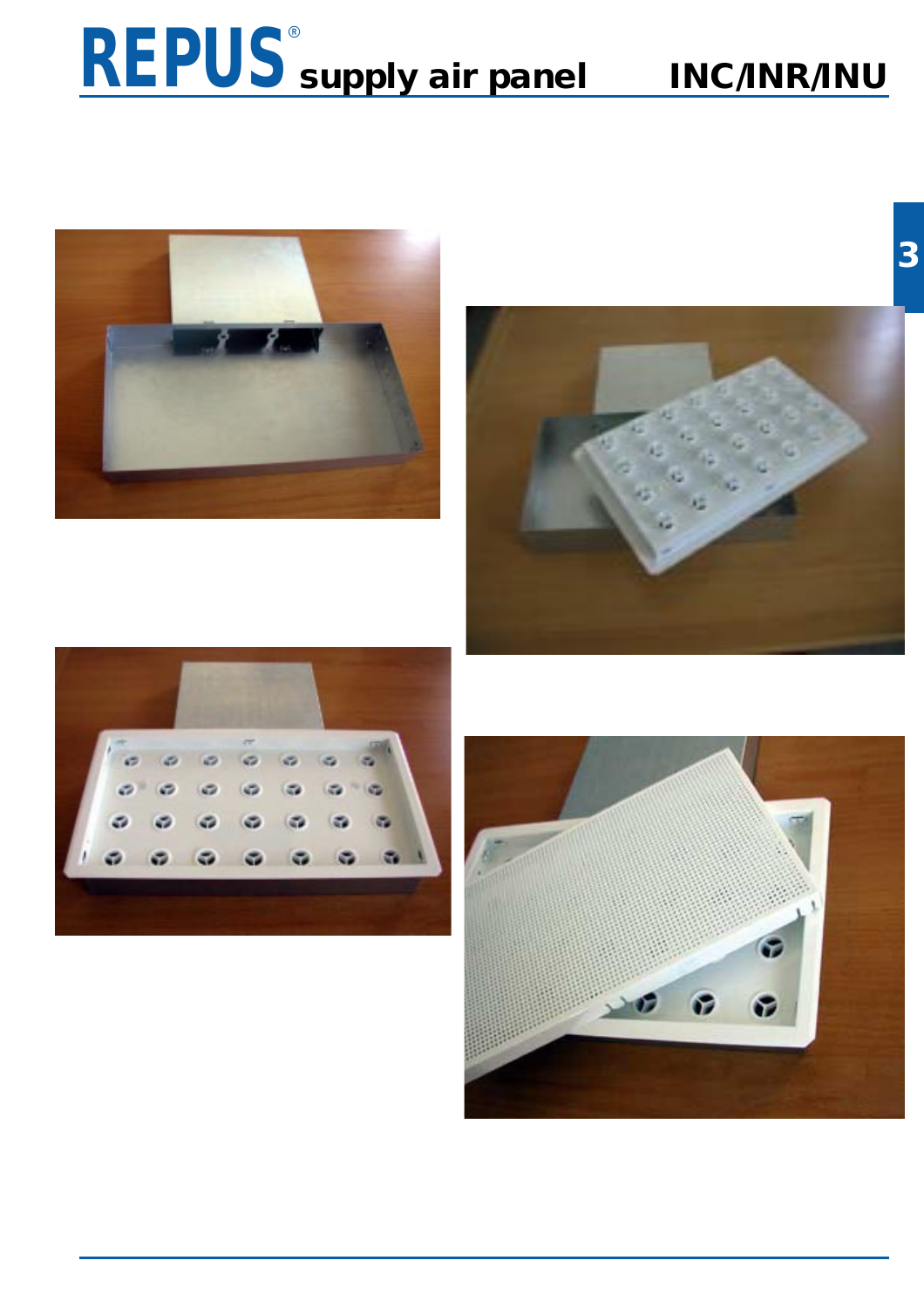# REPUS® supply air panel INC/INR/INU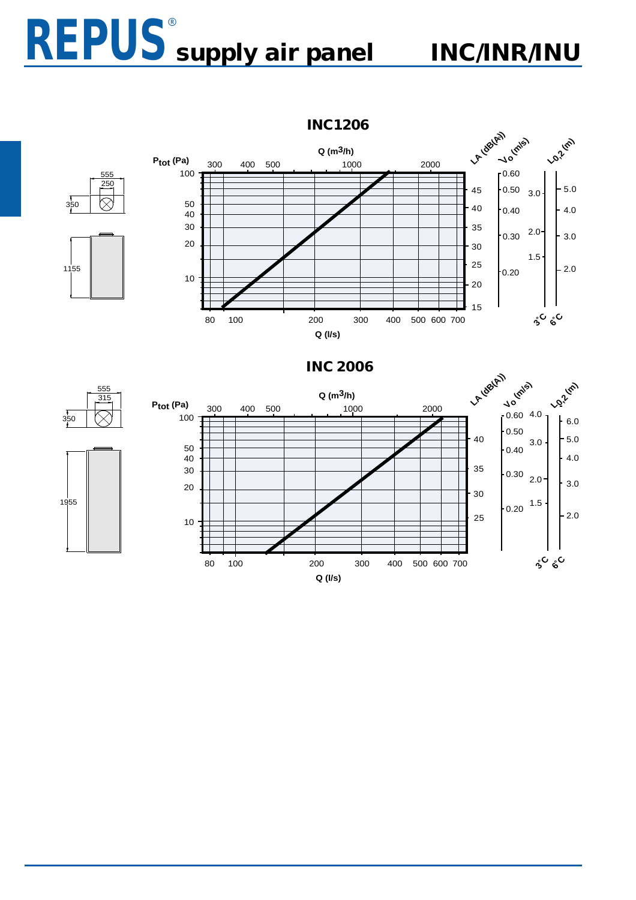# REPUS® supply air panel INC/INR/INU

## INC1206

555
250
350
1155

Q ($m^3$/h): 300, 400, 500, 1000, 2000

$P_{tot}$ (Pa): 100, 50, 40, 30, 20, 10

LA (dB(A)): 45, 40, 35, 30, 25, 20, 15

$V_0$ (m/s): 0.60, 0.50, 0.40, 0.30, 0.20

$L_{0,2}$ (m): 3°C: 3.0, 2.0, 1.5; 6°C: 5.0, 4.0, 3.0, 2.0

Q (l/s): 80, 100, 200, 300, 400, 500, 600, 700

## INC 2006

555
315
350
1955

Q ($m^3$/h): 300, 400, 500, 1000, 2000

$P_{tot}$ (Pa): 100, 50, 40, 30, 20, 10

LA (dB(A)): 40, 35, 30, 25

$V_0$ (m/s): 0.60, 0.50, 0.40, 0.30, 0.20

$L_{0,2}$ (m): 3°C: 4.0, 3.0, 2.0, 1.5; 6°C: 6.0, 5.0, 4.0, 3.0, 2.0

Q (l/s): 80, 100, 200, 300, 400, 500, 600, 700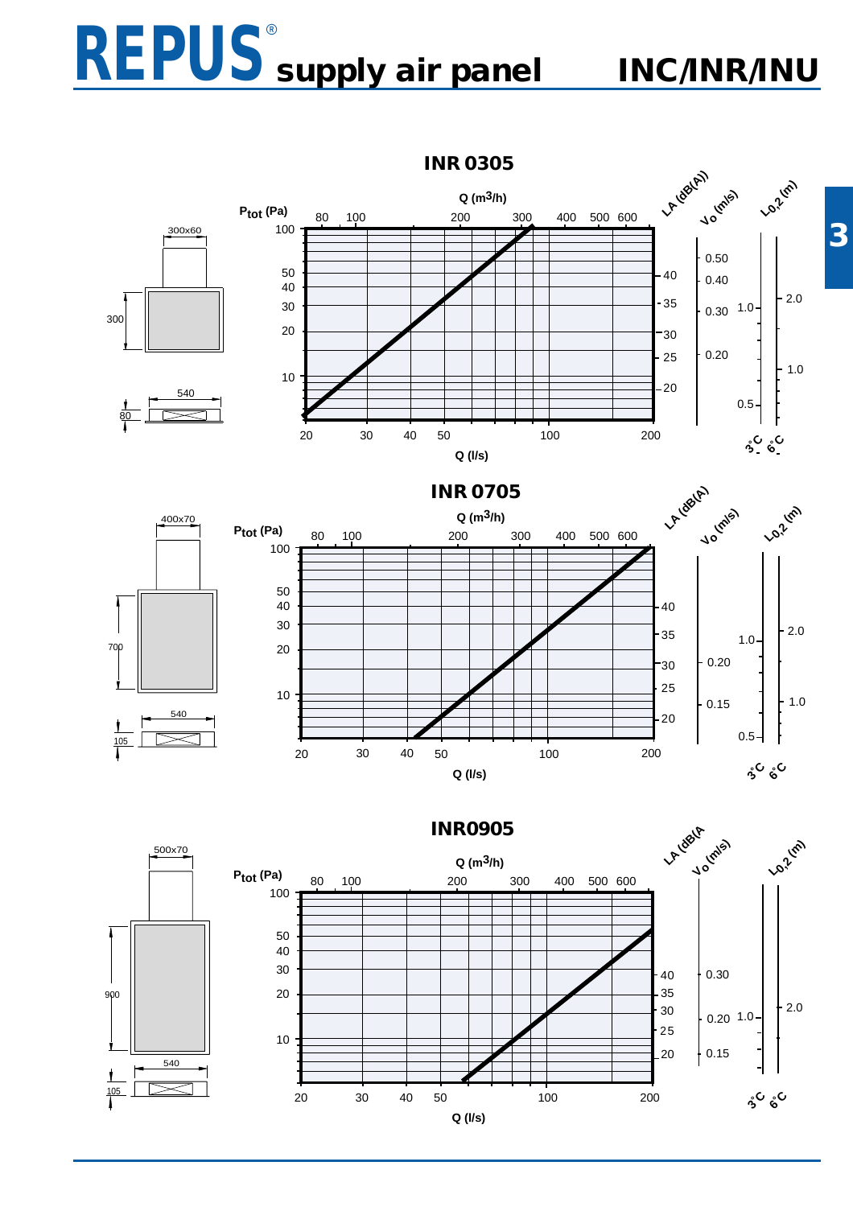# REPUS® supply air panel INC/INR/INU

## INR 0305

300x60

300

540

80

$P_{tot}$ (Pa): 100, 50, 40, 30, 20, 10

Q ($m^3$/h): 80, 100, 200, 300, 400, 500, 600

Q (l/s): 20, 30, 40, 50, 100, 200

LA (dB(A)): 40, 35, 30, 25, 20

$V_0$ (m/s): 0.50, 0.40, 0.30, 0.20

$L_{0,2}$ (m): 1.0, 0.5 (3°C); 2.0, 1.0 (6°C)

## INR 0705

400x70

700

540

105

$P_{tot}$ (Pa): 100, 50, 40, 30, 20, 10

Q ($m^3$/h): 80, 100, 200, 300, 400, 500, 600

Q (l/s): 20, 30, 40, 50, 100, 200

LA (dB(A)): 40, 35, 30, 25, 20

$V_0$ (m/s): 0.20, 0.15

$L_{0,2}$ (m): 1.0, 0.5 (3°C); 2.0, 1.0 (6°C)

## INR0905

500x70

900

540

105

$P_{tot}$ (Pa): 100, 50, 40, 30, 20, 10

Q ($m^3$/h): 80, 100, 200, 300, 400, 500, 600

Q (l/s): 20, 30, 40, 50, 100, 200

LA (dB(A)): 40, 35, 30, 25, 20

$V_0$ (m/s): 0.30, 0.20, 0.15

$L_{0,2}$ (m): 1.0 (3°C); 2.0 (6°C)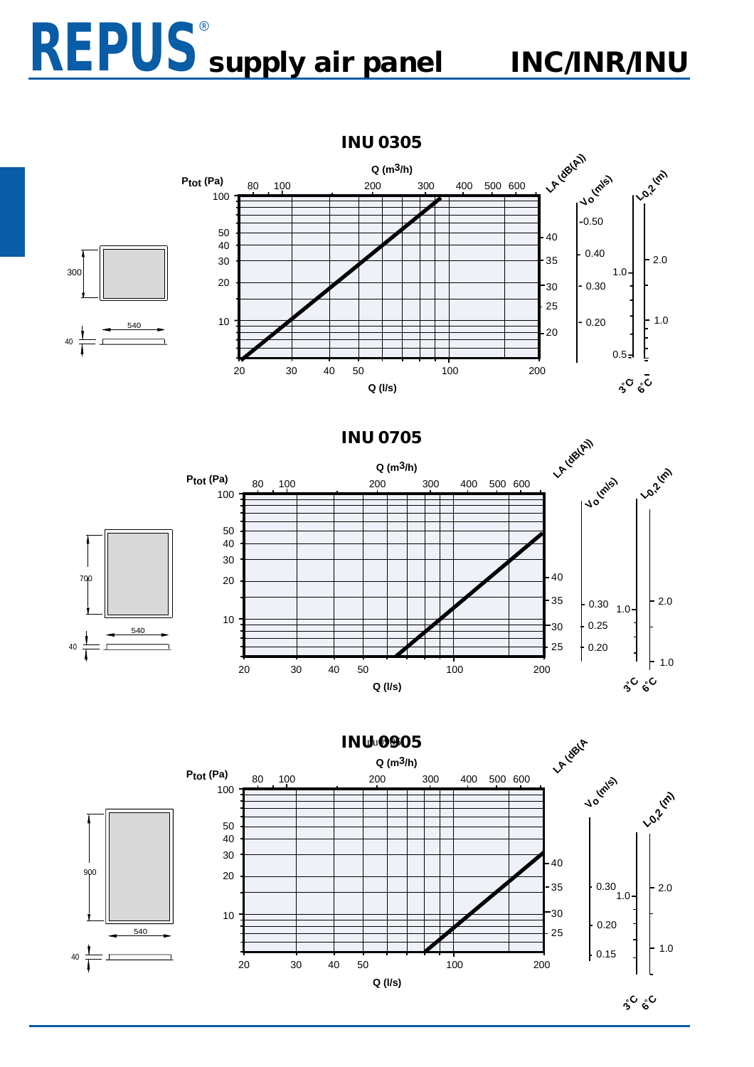# REPUS® supply air panel INC/INR/INU

## INU 0305

Q (m3/h)

Ptot (Pa)

80 100 200 300 400 500 600

100

50

40

30

20

10

20 30 40 50 100 200

Q (l/s)

LA (dB(A))

40

35

30

25

20

Vo (m/s)

-0.50

0.40

0.30

0.20

L0,2 (m)

1.0

0.5

2.0

1.0

3°C 6°C

300

540

40

## INU 0705

Q (m3/h)

Ptot (Pa)

80 100 200 300 400 500 600

100

50

40

30

20

10

20 30 40 50 100 200

Q (l/s)

LA (dB(A))

40

35

30

25

Vo (m/s)

0.30

0.25

0.20

L0,2 (m)

1.0

2.0

1.0

3°C 6°C

700

540

40

## INU 0905

Q (m3/h)

Ptot (Pa)

80 100 200 300 400 500 600

100

50

40

30

20

10

20 30 40 50 100 200

Q (l/s)

LA (dB(A

40

35

30

25

Vo (m/s)

0.30

0.20

0.15

L0,2 (m)

1.0

2.0

1.0

3°C 6°C

900

540

40